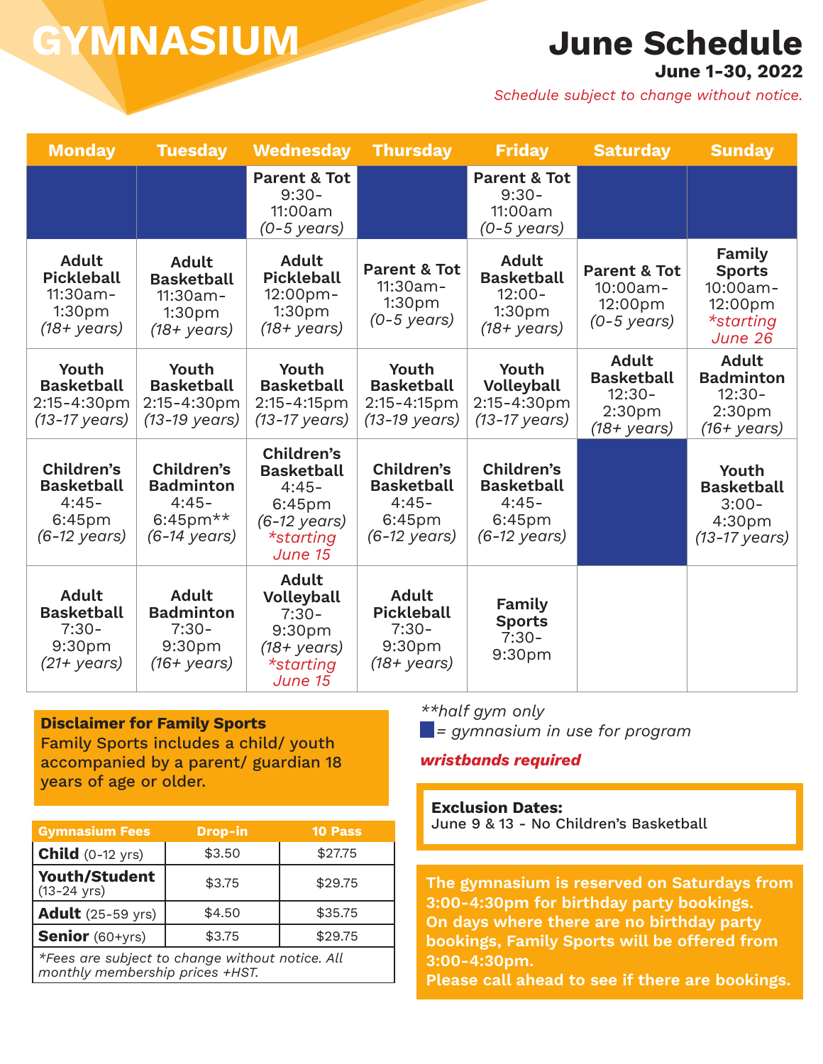# GYMNASIUM

## June Schedule

**June 1-30, 2022**

*Schedule subject to change without notice.*

| Monday | Tuesday | Wednesday | Thursday | Friday | Saturday | Sunday |
|---|---|---|---|---|---|---|
| | | **Parent & Tot** 9:30-11:00am *(0-5 years)* | | **Parent & Tot** 9:30-11:00am *(0-5 years)* | | |
| **Adult Pickleball** 11:30am-1:30pm *(18+ years)* | **Adult Basketball** 11:30am-1:30pm *(18+ years)* | **Adult Pickleball** 12:00pm-1:30pm *(18+ years)* | **Parent & Tot** 11:30am-1:30pm *(0-5 years)* | **Adult Basketball** 12:00-1:30pm *(18+ years)* | **Parent & Tot** 10:00am-12:00pm *(0-5 years)* | **Family Sports** 10:00am-12:00pm *\*starting June 26* |
| **Youth Basketball** 2:15-4:30pm *(13-17 years)* | **Youth Basketball** 2:15-4:30pm *(13-19 years)* | **Youth Basketball** 2:15-4:15pm *(13-17 years)* | **Youth Basketball** 2:15-4:15pm *(13-19 years)* | **Youth Volleyball** 2:15-4:30pm *(13-17 years)* | **Adult Basketball** 12:30-2:30pm *(18+ years)* | **Adult Badminton** 12:30-2:30pm *(16+ years)* |
| **Children's Basketball** 4:45-6:45pm *(6-12 years)* | **Children's Badminton** 4:45-6:45pm** *(6-14 years)* | **Children's Basketball** 4:45-6:45pm *(6-12 years)* *\*starting June 15* | **Children's Basketball** 4:45-6:45pm *(6-12 years)* | **Children's Basketball** 4:45-6:45pm *(6-12 years)* | | **Youth Basketball** 3:00-4:30pm *(13-17 years)* |
| **Adult Basketball** 7:30-9:30pm *(21+ years)* | **Adult Badminton** 7:30-9:30pm *(16+ years)* | **Adult Volleyball** 7:30-9:30pm *(18+ years)* *\*starting June 15* | **Adult Pickleball** 7:30-9:30pm *(18+ years)* | **Family Sports** 7:30-9:30pm | | |

*\*\*half gym only*

■ = *gymnasium in use for program*

***wristbands required***

**Disclaimer for Family Sports**
Family Sports includes a child/ youth accompanied by a parent/ guardian 18 years of age or older.

| Gymnasium Fees | Drop-in | 10 Pass |
|---|---|---|
| **Child** (0-12 yrs) | $3.50 | $27.75 |
| **Youth/Student** (13-24 yrs) | $3.75 | $29.75 |
| **Adult** (25-59 yrs) | $4.50 | $35.75 |
| **Senior** (60+yrs) | $3.75 | $29.75 |

*\*Fees are subject to change without notice. All monthly membership prices +HST.*

**Exclusion Dates:**
June 9 & 13 - No Children's Basketball

**The gymnasium is reserved on Saturdays from 3:00-4:30pm for birthday party bookings. On days where there are no birthday party bookings, Family Sports will be offered from 3:00-4:30pm. Please call ahead to see if there are bookings.**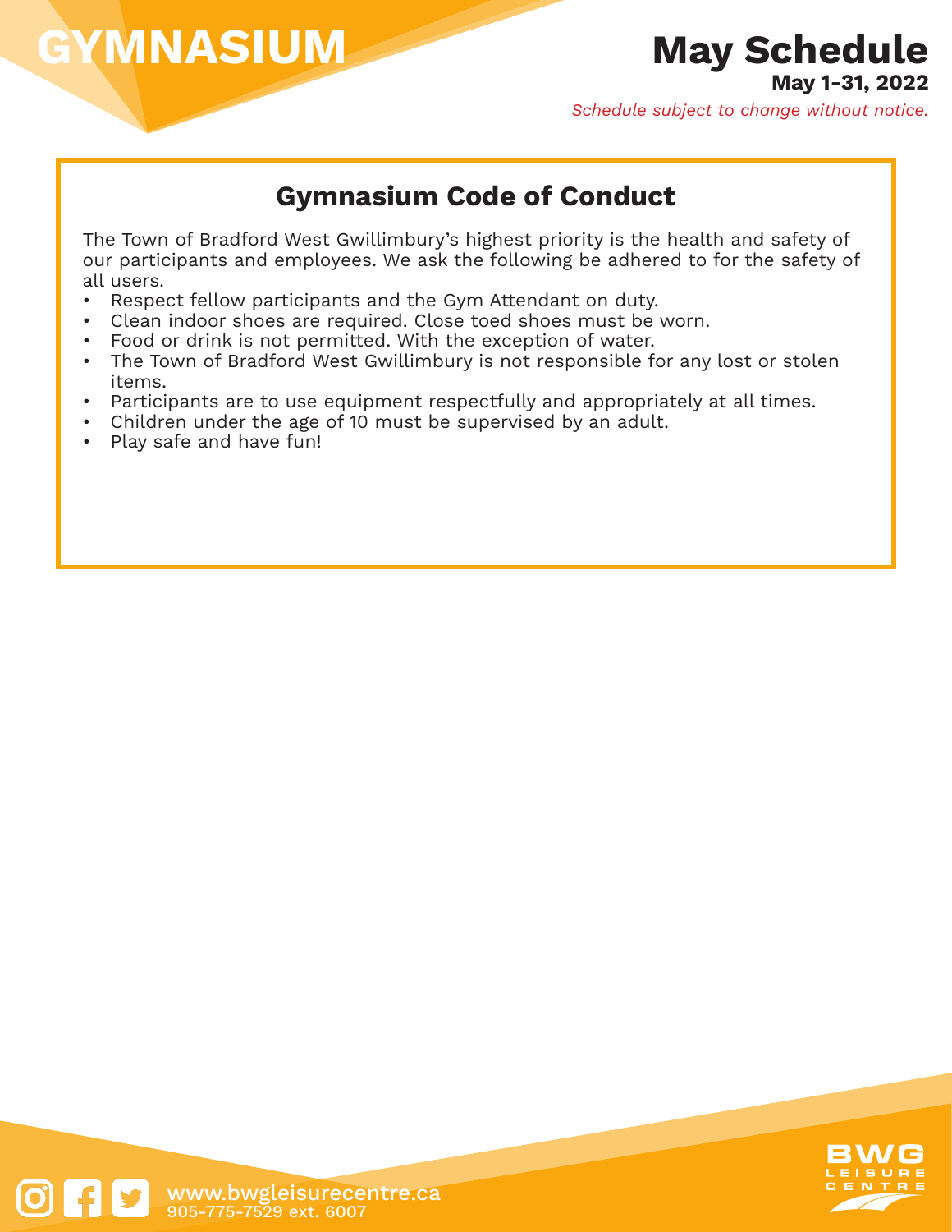# GYMNASIUM

## May Schedule

**May 1-31, 2022**

*Schedule subject to change without notice.*

### Gymnasium Code of Conduct

The Town of Bradford West Gwillimbury's highest priority is the health and safety of our participants and employees. We ask the following be adhered to for the safety of all users.

- Respect fellow participants and the Gym Attendant on duty.
- Clean indoor shoes are required. Close toed shoes must be worn.
- Food or drink is not permitted. With the exception of water.
- The Town of Bradford West Gwillimbury is not responsible for any lost or stolen items.
- Participants are to use equipment respectfully and appropriately at all times.
- Children under the age of 10 must be supervised by an adult.
- Play safe and have fun!

www.bwgleisurecentre.ca
905-775-7529 ext. 6007

BWG LEISURE CENTRE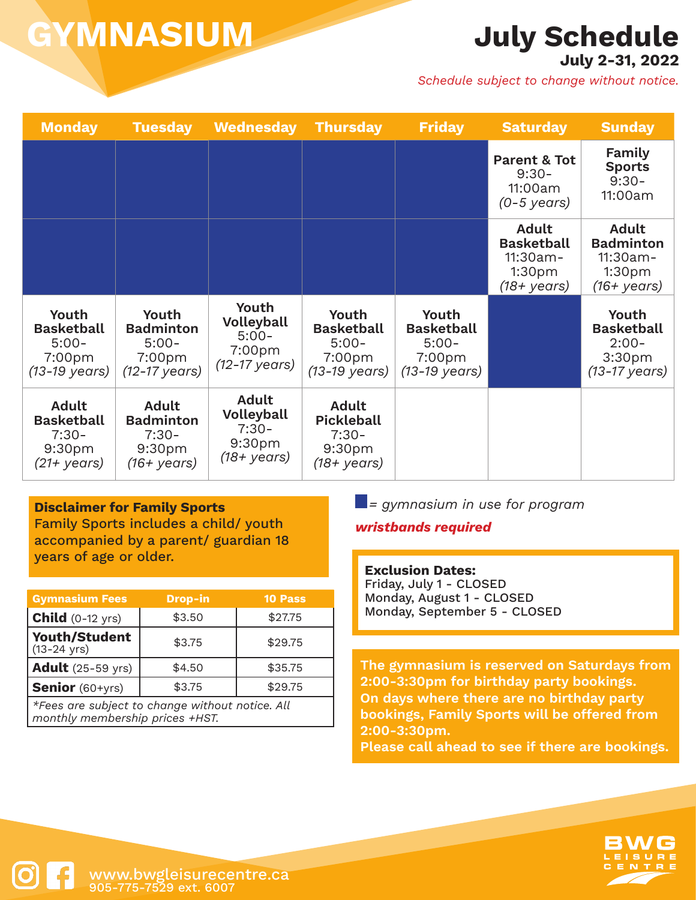# GYMNASIUM

## July Schedule

**July 2-31, 2022**

*Schedule subject to change without notice.*

| Monday | Tuesday | Wednesday | Thursday | Friday | Saturday | Sunday |
|---|---|---|---|---|---|---|
| | | | | | **Parent & Tot** 9:30-11:00am *(0-5 years)* | **Family Sports** 9:30-11:00am |
| | | | | | **Adult Basketball** 11:30am-1:30pm *(18+ years)* | **Adult Badminton** 11:30am-1:30pm *(16+ years)* |
| **Youth Basketball** 5:00-7:00pm *(13-19 years)* | **Youth Badminton** 5:00-7:00pm *(12-17 years)* | **Youth Volleyball** 5:00-7:00pm *(12-17 years)* | **Youth Basketball** 5:00-7:00pm *(13-19 years)* | **Youth Basketball** 5:00-7:00pm *(13-19 years)* | | **Youth Basketball** 2:00-3:30pm *(13-17 years)* |
| **Adult Basketball** 7:30-9:30pm *(21+ years)* | **Adult Badminton** 7:30-9:30pm *(16+ years)* | **Adult Volleyball** 7:30-9:30pm *(18+ years)* | **Adult Pickleball** 7:30-9:30pm *(18+ years)* | | | |

■ *= gymnasium in use for program*

***wristbands required***

**Disclaimer for Family Sports**
Family Sports includes a child/ youth accompanied by a parent/ guardian 18 years of age or older.

| Gymnasium Fees | Drop-in | 10 Pass |
|---|---|---|
| **Child** (0-12 yrs) | $3.50 | $27.75 |
| **Youth/Student** (13-24 yrs) | $3.75 | $29.75 |
| **Adult** (25-59 yrs) | $4.50 | $35.75 |
| **Senior** (60+yrs) | $3.75 | $29.75 |

*\*Fees are subject to change without notice. All monthly membership prices +HST.*

**Exclusion Dates:**
Friday, July 1 - CLOSED
Monday, August 1 - CLOSED
Monday, September 5 - CLOSED

**The gymnasium is reserved on Saturdays from 2:00-3:30pm for birthday party bookings. On days where there are no birthday party bookings, Family Sports will be offered from 2:00-3:30pm. Please call ahead to see if there are bookings.**

www.bwgleisurecentre.ca
905-775-7529 ext. 6007

BWG LEISURE CENTRE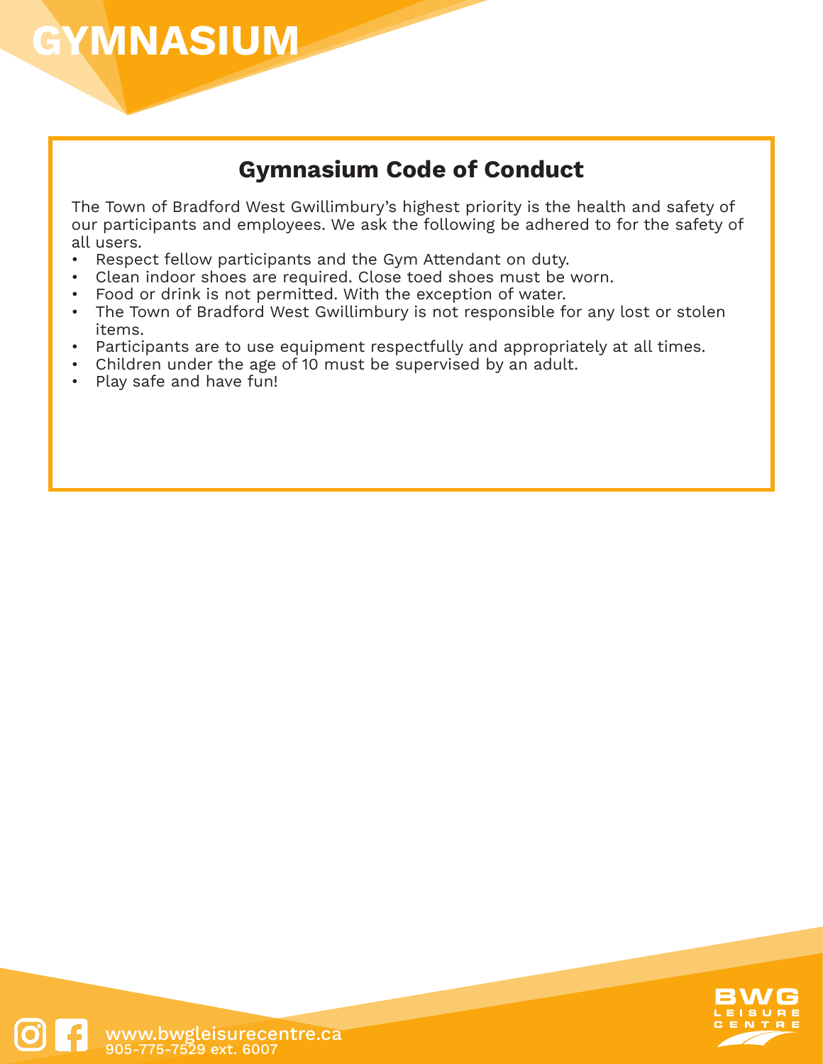# GYMNASIUM

## Gymnasium Code of Conduct

The Town of Bradford West Gwillimbury's highest priority is the health and safety of our participants and employees. We ask the following be adhered to for the safety of all users.

- Respect fellow participants and the Gym Attendant on duty.
- Clean indoor shoes are required. Close toed shoes must be worn.
- Food or drink is not permitted. With the exception of water.
- The Town of Bradford West Gwillimbury is not responsible for any lost or stolen items.
- Participants are to use equipment respectfully and appropriately at all times.
- Children under the age of 10 must be supervised by an adult.
- Play safe and have fun!

www.bwgleisurecentre.ca
905-775-7529 ext. 6007

BWG LEISURE CENTRE